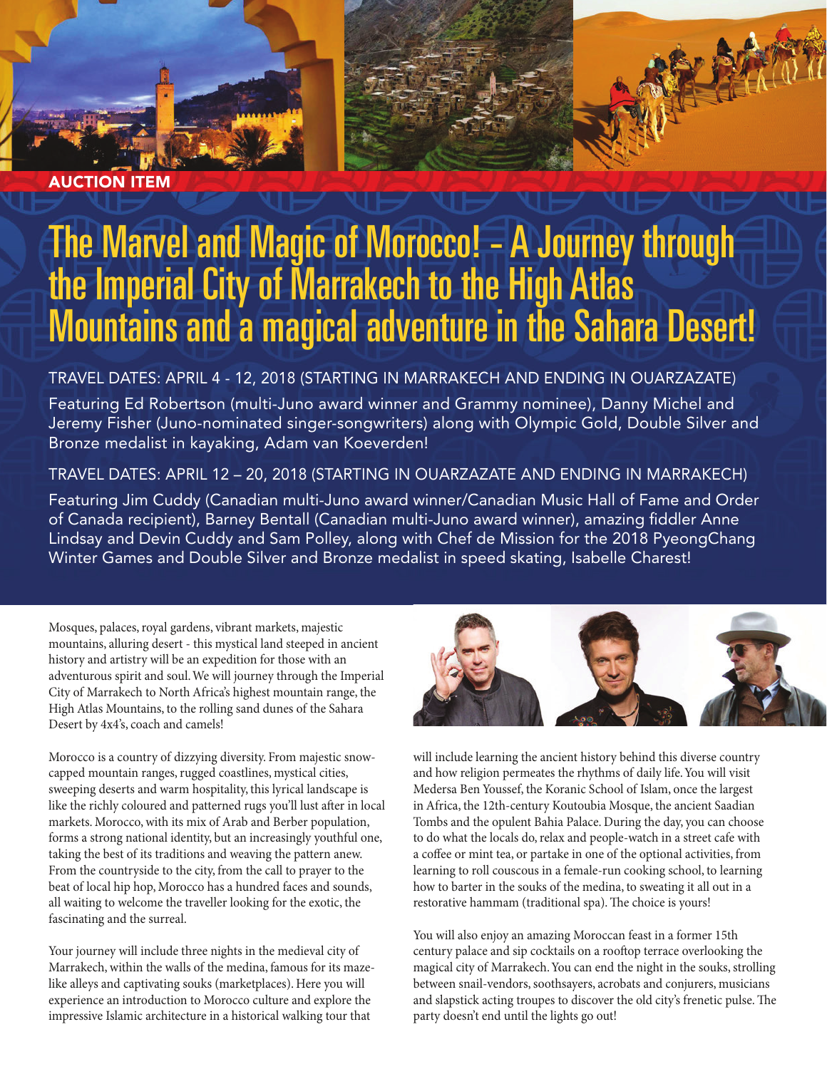AUCTION ITEM

# The Marvel and Magic of Morocco! – A Journey through the Imperial City of Marrakech to the High Atlas Mountains and a magical adventure in the Sahara Desert!

TRAVEL DATES: APRIL 4 - 12, 2018 (STARTING IN MARRAKECH AND ENDING IN OUARZAZATE)

Featuring Ed Robertson (multi-Juno award winner and Grammy nominee), Danny Michel and Jeremy Fisher (Juno-nominated singer-songwriters) along with Olympic Gold, Double Silver and Bronze medalist in kayaking, Adam van Koeverden!

TRAVEL DATES: APRIL 12 – 20, 2018 (STARTING IN OUARZAZATE AND ENDING IN MARRAKECH)

Featuring Jim Cuddy (Canadian multi-Juno award winner/Canadian Music Hall of Fame and Order of Canada recipient), Barney Bentall (Canadian multi-Juno award winner), amazing fiddler Anne Lindsay and Devin Cuddy and Sam Polley, along with Chef de Mission for the 2018 PyeongChang Winter Games and Double Silver and Bronze medalist in speed skating, Isabelle Charest!

Mosques, palaces, royal gardens, vibrant markets, majestic mountains, alluring desert - this mystical land steeped in ancient history and artistry will be an expedition for those with an adventurous spirit and soul. We will journey through the Imperial City of Marrakech to North Africa's highest mountain range, the High Atlas Mountains, to the rolling sand dunes of the Sahara Desert by 4x4's, coach and camels!

Morocco is a country of dizzying diversity. From majestic snow-capped mountain ranges, rugged coastlines, mystical cities, sweeping deserts and warm hospitality, this lyrical landscape is like the richly coloured and patterned rugs you'll lust after in local markets. Morocco, with its mix of Arab and Berber population, forms a strong national identity, but an increasingly youthful one, taking the best of its traditions and weaving the pattern anew. From the countryside to the city, from the call to prayer to the beat of local hip hop, Morocco has a hundred faces and sounds, all waiting to welcome the traveller looking for the exotic, the fascinating and the surreal.

Your journey will include three nights in the medieval city of Marrakech, within the walls of the medina, famous for its maze-like alleys and captivating souks (marketplaces). Here you will experience an introduction to Morocco culture and explore the impressive Islamic architecture in a historical walking tour that will include learning the ancient history behind this diverse country and how religion permeates the rhythms of daily life. You will visit Medersa Ben Youssef, the Koranic School of Islam, once the largest in Africa, the 12th-century Koutoubia Mosque, the ancient Saadian Tombs and the opulent Bahia Palace. During the day, you can choose to do what the locals do, relax and people-watch in a street cafe with a coffee or mint tea, or partake in one of the optional activities, from learning to roll couscous in a female-run cooking school, to learning how to barter in the souks of the medina, to sweating it all out in a restorative hammam (traditional spa). The choice is yours!

You will also enjoy an amazing Moroccan feast in a former 15th century palace and sip cocktails on a rooftop terrace overlooking the magical city of Marrakech. You can end the night in the souks, strolling between snail-vendors, soothsayers, acrobats and conjurers, musicians and slapstick acting troupes to discover the old city's frenetic pulse. The party doesn't end until the lights go out!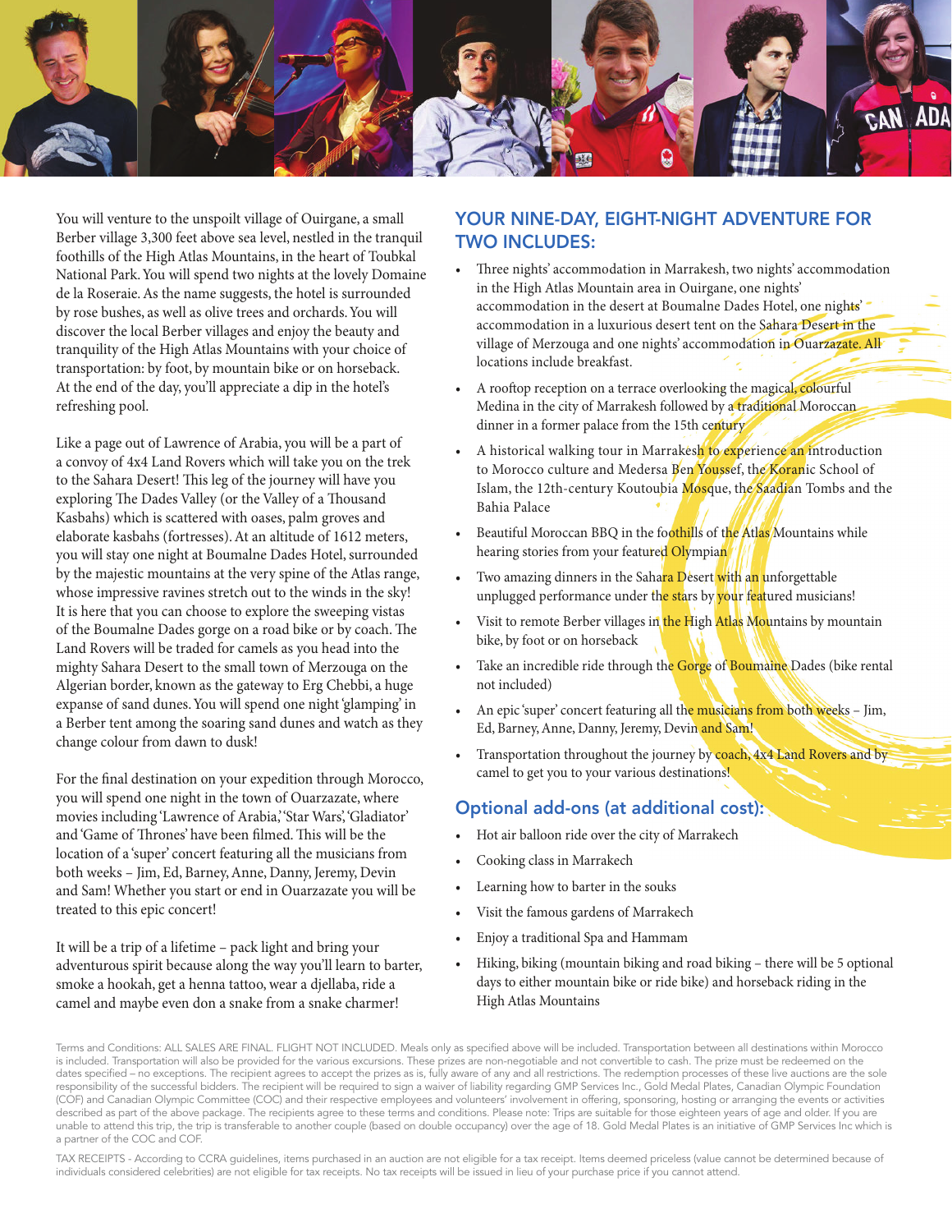You will venture to the unspoilt village of Ouirgane, a small Berber village 3,300 feet above sea level, nestled in the tranquil foothills of the High Atlas Mountains, in the heart of Toubkal National Park. You will spend two nights at the lovely Domaine de la Roseraie. As the name suggests, the hotel is surrounded by rose bushes, as well as olive trees and orchards. You will discover the local Berber villages and enjoy the beauty and tranquility of the High Atlas Mountains with your choice of transportation: by foot, by mountain bike or on horseback. At the end of the day, you'll appreciate a dip in the hotel's refreshing pool.

Like a page out of Lawrence of Arabia, you will be a part of a convoy of 4x4 Land Rovers which will take you on the trek to the Sahara Desert! This leg of the journey will have you exploring The Dades Valley (or the Valley of a Thousand Kasbahs) which is scattered with oases, palm groves and elaborate kasbahs (fortresses). At an altitude of 1612 meters, you will stay one night at Boumalne Dades Hotel, surrounded by the majestic mountains at the very spine of the Atlas range, whose impressive ravines stretch out to the winds in the sky! It is here that you can choose to explore the sweeping vistas of the Boumalne Dades gorge on a road bike or by coach. The Land Rovers will be traded for camels as you head into the mighty Sahara Desert to the small town of Merzouga on the Algerian border, known as the gateway to Erg Chebbi, a huge expanse of sand dunes. You will spend one night 'glamping' in a Berber tent among the soaring sand dunes and watch as they change colour from dawn to dusk!

For the final destination on your expedition through Morocco, you will spend one night in the town of Ouarzazate, where movies including 'Lawrence of Arabia,' 'Star Wars,' 'Gladiator' and 'Game of Thrones' have been filmed. This will be the location of a 'super' concert featuring all the musicians from both weeks – Jim, Ed, Barney, Anne, Danny, Jeremy, Devin and Sam! Whether you start or end in Ouarzazate you will be treated to this epic concert!

It will be a trip of a lifetime – pack light and bring your adventurous spirit because along the way you'll learn to barter, smoke a hookah, get a henna tattoo, wear a djellaba, ride a camel and maybe even don a snake from a snake charmer!

## YOUR NINE-DAY, EIGHT-NIGHT ADVENTURE FOR TWO INCLUDES:

- Three nights' accommodation in Marrakesh, two nights' accommodation in the High Atlas Mountain area in Ouirgane, one nights' accommodation in the desert at Boumalne Dades Hotel, one nights' accommodation in a luxurious desert tent on the Sahara Desert in the village of Merzouga and one nights' accommodation in Ouarzazate. All locations include breakfast.
- A rooftop reception on a terrace overlooking the magical, colourful Medina in the city of Marrakesh followed by a traditional Moroccan dinner in a former palace from the 15th century
- A historical walking tour in Marrakesh to experience an introduction to Morocco culture and Medersa Ben Youssef, the Koranic School of Islam, the 12th-century Koutoubia Mosque, the Saadian Tombs and the Bahia Palace
- Beautiful Moroccan BBQ in the foothills of the Atlas Mountains while hearing stories from your featured Olympian
- Two amazing dinners in the Sahara Desert with an unforgettable unplugged performance under the stars by your featured musicians!
- Visit to remote Berber villages in the High Atlas Mountains by mountain bike, by foot or on horseback
- Take an incredible ride through the Gorge of Boumaine Dades (bike rental not included)
- An epic 'super' concert featuring all the musicians from both weeks – Jim, Ed, Barney, Anne, Danny, Jeremy, Devin and Sam!
- Transportation throughout the journey by coach, 4x4 Land Rovers and by camel to get you to your various destinations!

## Optional add-ons (at additional cost):

- Hot air balloon ride over the city of Marrakech
- Cooking class in Marrakech
- Learning how to barter in the souks
- Visit the famous gardens of Marrakech
- Enjoy a traditional Spa and Hammam
- Hiking, biking (mountain biking and road biking – there will be 5 optional days to either mountain bike or ride bike) and horseback riding in the High Atlas Mountains

Terms and Conditions: ALL SALES ARE FINAL. FLIGHT NOT INCLUDED. Meals only as specified above will be included. Transportation between all destinations within Morocco is included. Transportation will also be provided for the various excursions. These prizes are non-negotiable and not convertible to cash. The prize must be redeemed on the dates specified – no exceptions. The recipient agrees to accept the prizes as is, fully aware of any and all restrictions. The redemption processes of these live auctions are the sole responsibility of the successful bidders. The recipient will be required to sign a waiver of liability regarding GMP Services Inc., Gold Medal Plates, Canadian Olympic Foundation (COF) and Canadian Olympic Committee (COC) and their respective employees and volunteers' involvement in offering, sponsoring, hosting or arranging the events or activities described as part of the above package. The recipients agree to these terms and conditions. Please note: Trips are suitable for those eighteen years of age and older. If you are unable to attend this trip, the trip is transferable to another couple (based on double occupancy) over the age of 18. Gold Medal Plates is an initiative of GMP Services Inc which is a partner of the COC and COF.

TAX RECEIPTS - According to CCRA guidelines, items purchased in an auction are not eligible for a tax receipt. Items deemed priceless (value cannot be determined because of individuals considered celebrities) are not eligible for tax receipts. No tax receipts will be issued in lieu of your purchase price if you cannot attend.